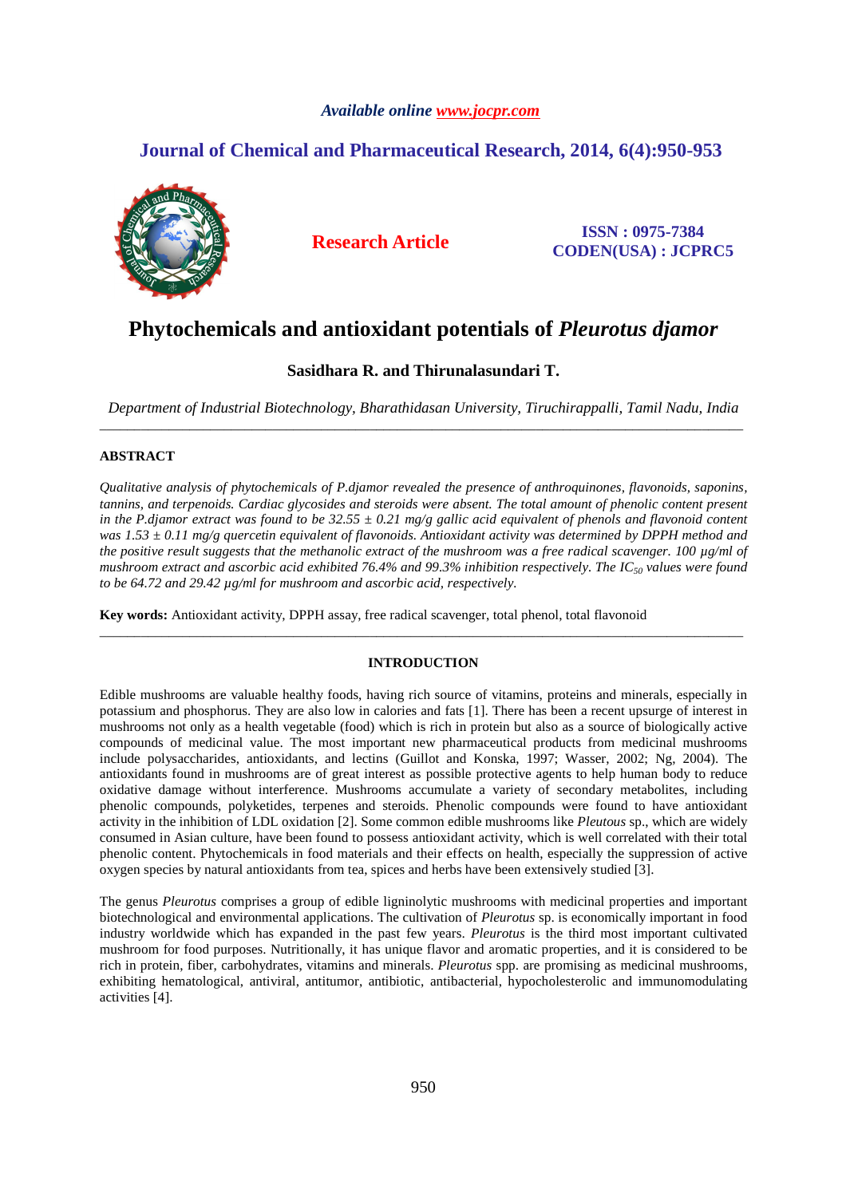# Phytochemicals and antioxidant potentials of *Pleurotus djamor*

**Sasidhara R. and Thirunalasundari T.**

*Department of Industrial Biotechnology, Bharathidasan University, Tiruchirappalli, Tamil Nadu, India*

---

## ABSTRACT

*Qualitative analysis of phytochemicals of P.djamor revealed the presence of anthroquinones, flavonoids, saponins, tannins, and terpenoids. Cardiac glycosides and steroids were absent. The total amount of phenolic content present in the P.djamor extract was found to be 32.55 ± 0.21 mg/g gallic acid equivalent of phenols and flavonoid content was 1.53 ± 0.11 mg/g quercetin equivalent of flavonoids. Antioxidant activity was determined by DPPH method and the positive result suggests that the methanolic extract of the mushroom was a free radical scavenger. 100 µg/ml of mushroom extract and ascorbic acid exhibited 76.4% and 99.3% inhibition respectively. The $IC_{50}$ values were found to be 64.72 and 29.42 µg/ml for mushroom and ascorbic acid, respectively.*

**Key words:** Antioxidant activity, DPPH assay, free radical scavenger, total phenol, total flavonoid

---

## INTRODUCTION

Edible mushrooms are valuable healthy foods, having rich source of vitamins, proteins and minerals, especially in potassium and phosphorus. They are also low in calories and fats [1]. There has been a recent upsurge of interest in mushrooms not only as a health vegetable (food) which is rich in protein but also as a source of biologically active compounds of medicinal value. The most important new pharmaceutical products from medicinal mushrooms include polysaccharides, antioxidants, and lectins (Guillot and Konska, 1997; Wasser, 2002; Ng, 2004). The antioxidants found in mushrooms are of great interest as possible protective agents to help human body to reduce oxidative damage without interference. Mushrooms accumulate a variety of secondary metabolites, including phenolic compounds, polyketides, terpenes and steroids. Phenolic compounds were found to have antioxidant activity in the inhibition of LDL oxidation [2]. Some common edible mushrooms like *Pleutous* sp., which are widely consumed in Asian culture, have been found to possess antioxidant activity, which is well correlated with their total phenolic content. Phytochemicals in food materials and their effects on health, especially the suppression of active oxygen species by natural antioxidants from tea, spices and herbs have been extensively studied [3].

The genus *Pleurotus* comprises a group of edible ligninolytic mushrooms with medicinal properties and important biotechnological and environmental applications. The cultivation of *Pleurotus* sp. is economically important in food industry worldwide which has expanded in the past few years. *Pleurotus* is the third most important cultivated mushroom for food purposes. Nutritionally, it has unique flavor and aromatic properties, and it is considered to be rich in protein, fiber, carbohydrates, vitamins and minerals. *Pleurotus* spp. are promising as medicinal mushrooms, exhibiting hematological, antiviral, antitumor, antibiotic, antibacterial, hypocholesterolic and immunomodulating activities [4].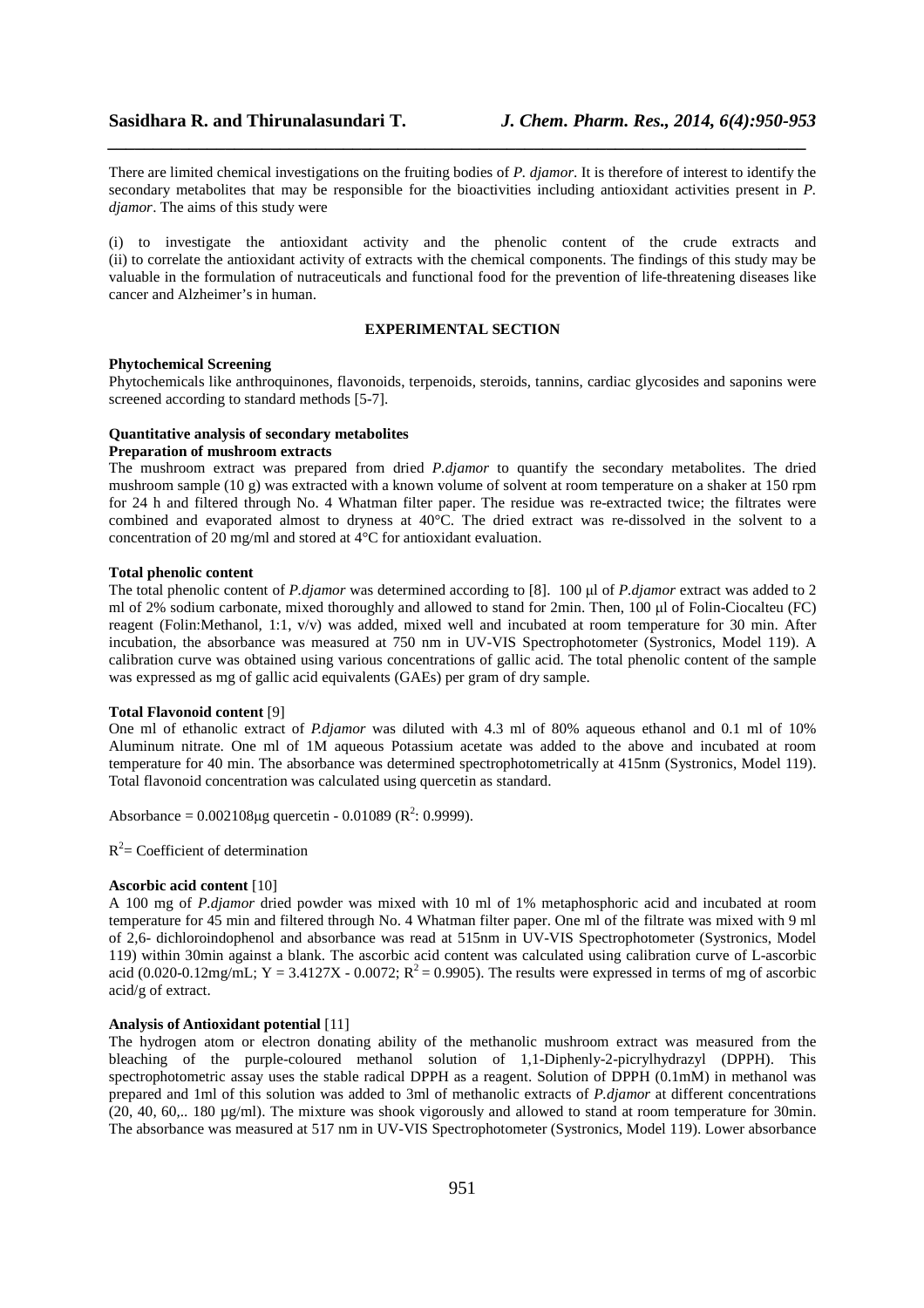There are limited chemical investigations on the fruiting bodies of *P. djamor*. It is therefore of interest to identify the secondary metabolites that may be responsible for the bioactivities including antioxidant activities present in *P. djamor*. The aims of this study were

(i) to investigate the antioxidant activity and the phenolic content of the crude extracts and
(ii) to correlate the antioxidant activity of extracts with the chemical components. The findings of this study may be valuable in the formulation of nutraceuticals and functional food for the prevention of life-threatening diseases like cancer and Alzheimer's in human.

## EXPERIMENTAL SECTION

**Phytochemical Screening**
Phytochemicals like anthroquinones, flavonoids, terpenoids, steroids, tannins, cardiac glycosides and saponins were screened according to standard methods [5-7].

**Quantitative analysis of secondary metabolites**
**Preparation of mushroom extracts**
The mushroom extract was prepared from dried *P.djamor* to quantify the secondary metabolites. The dried mushroom sample (10 g) was extracted with a known volume of solvent at room temperature on a shaker at 150 rpm for 24 h and filtered through No. 4 Whatman filter paper. The residue was re-extracted twice; the filtrates were combined and evaporated almost to dryness at 40°C. The dried extract was re-dissolved in the solvent to a concentration of 20 mg/ml and stored at 4°C for antioxidant evaluation.

**Total phenolic content**
The total phenolic content of *P.djamor* was determined according to [8]. 100 µl of *P.djamor* extract was added to 2 ml of 2% sodium carbonate, mixed thoroughly and allowed to stand for 2min. Then, 100 µl of Folin-Ciocalteu (FC) reagent (Folin:Methanol, 1:1, v/v) was added, mixed well and incubated at room temperature for 30 min. After incubation, the absorbance was measured at 750 nm in UV-VIS Spectrophotometer (Systronics, Model 119). A calibration curve was obtained using various concentrations of gallic acid. The total phenolic content of the sample was expressed as mg of gallic acid equivalents (GAEs) per gram of dry sample.

**Total Flavonoid content** [9]
One ml of ethanolic extract of *P.djamor* was diluted with 4.3 ml of 80% aqueous ethanol and 0.1 ml of 10% Aluminum nitrate. One ml of 1M aqueous Potassium acetate was added to the above and incubated at room temperature for 40 min. The absorbance was determined spectrophotometrically at 415nm (Systronics, Model 119). Total flavonoid concentration was calculated using quercetin as standard.

Absorbance = 0.002108µg quercetin - 0.01089 ($R^2$: 0.9999).

$R^2$= Coefficient of determination

**Ascorbic acid content** [10]
A 100 mg of *P.djamor* dried powder was mixed with 10 ml of 1% metaphosphoric acid and incubated at room temperature for 45 min and filtered through No. 4 Whatman filter paper. One ml of the filtrate was mixed with 9 ml of 2,6- dichloroindophenol and absorbance was read at 515nm in UV-VIS Spectrophotometer (Systronics, Model 119) within 30min against a blank. The ascorbic acid content was calculated using calibration curve of L-ascorbic acid (0.020-0.12mg/mL; $Y = 3.4127X - 0.0072$; $R^2 = 0.9905$). The results were expressed in terms of mg of ascorbic acid/g of extract.

**Analysis of Antioxidant potential** [11]
The hydrogen atom or electron donating ability of the methanolic mushroom extract was measured from the bleaching of the purple-coloured methanol solution of 1,1-Diphenly-2-picrylhydrazyl (DPPH). This spectrophotometric assay uses the stable radical DPPH as a reagent. Solution of DPPH (0.1mM) in methanol was prepared and 1ml of this solution was added to 3ml of methanolic extracts of *P.djamor* at different concentrations (20, 40, 60,.. 180 µg/ml). The mixture was shook vigorously and allowed to stand at room temperature for 30min. The absorbance was measured at 517 nm in UV-VIS Spectrophotometer (Systronics, Model 119). Lower absorbance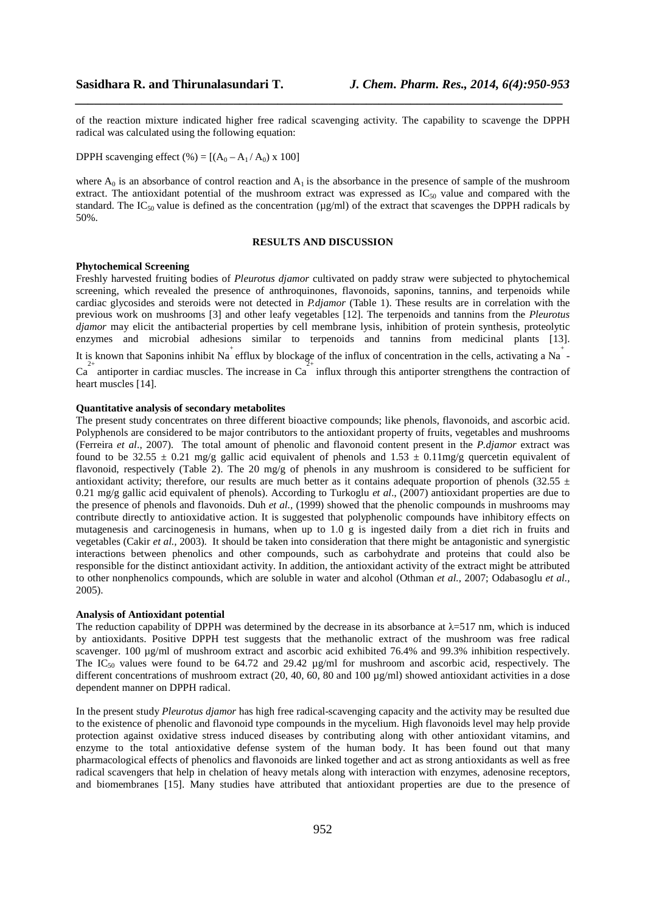of the reaction mixture indicated higher free radical scavenging activity. The capability to scavenge the DPPH radical was calculated using the following equation:

DPPH scavenging effect (%) = $[(A_0 - A_1 / A_0) \times 100]$

where $A_0$ is an absorbance of control reaction and $A_1$ is the absorbance in the presence of sample of the mushroom extract. The antioxidant potential of the mushroom extract was expressed as $IC_{50}$ value and compared with the standard. The $IC_{50}$ value is defined as the concentration (µg/ml) of the extract that scavenges the DPPH radicals by 50%.

## RESULTS AND DISCUSSION

**Phytochemical Screening**

Freshly harvested fruiting bodies of *Pleurotus djamor* cultivated on paddy straw were subjected to phytochemical screening, which revealed the presence of anthroquinones, flavonoids, saponins, tannins, and terpenoids while cardiac glycosides and steroids were not detected in *P.djamor* (Table 1). These results are in correlation with the previous work on mushrooms [3] and other leafy vegetables [12]. The terpenoids and tannins from the *Pleurotus djamor* may elicit the antibacterial properties by cell membrane lysis, inhibition of protein synthesis, proteolytic enzymes and microbial adhesions similar to terpenoids and tannins from medicinal plants [13]. It is known that Saponins inhibit $Na^{+}$ efflux by blockage of the influx of concentration in the cells, activating a $Na^{+}$-$Ca^{2+}$ antiporter in cardiac muscles. The increase in $Ca^{2+}$ influx through this antiporter strengthens the contraction of heart muscles [14].

**Quantitative analysis of secondary metabolites**

The present study concentrates on three different bioactive compounds; like phenols, flavonoids, and ascorbic acid. Polyphenols are considered to be major contributors to the antioxidant property of fruits, vegetables and mushrooms (Ferreira *et al*., 2007). The total amount of phenolic and flavonoid content present in the *P.djamor* extract was found to be 32.55 ± 0.21 mg/g gallic acid equivalent of phenols and 1.53 ± 0.11mg/g quercetin equivalent of flavonoid, respectively (Table 2). The 20 mg/g of phenols in any mushroom is considered to be sufficient for antioxidant activity; therefore, our results are much better as it contains adequate proportion of phenols (32.55 ± 0.21 mg/g gallic acid equivalent of phenols). According to Turkoglu *et al*., (2007) antioxidant properties are due to the presence of phenols and flavonoids. Duh *et al.,* (1999) showed that the phenolic compounds in mushrooms may contribute directly to antioxidative action. It is suggested that polyphenolic compounds have inhibitory effects on mutagenesis and carcinogenesis in humans, when up to 1.0 g is ingested daily from a diet rich in fruits and vegetables (Cakir *et al.,* 2003). It should be taken into consideration that there might be antagonistic and synergistic interactions between phenolics and other compounds, such as carbohydrate and proteins that could also be responsible for the distinct antioxidant activity. In addition, the antioxidant activity of the extract might be attributed to other nonphenolics compounds, which are soluble in water and alcohol (Othman *et al.,* 2007; Odabasoglu *et al.,* 2005).

**Analysis of Antioxidant potential**

The reduction capability of DPPH was determined by the decrease in its absorbance at $\lambda$=517 nm, which is induced by antioxidants. Positive DPPH test suggests that the methanolic extract of the mushroom was free radical scavenger. 100 µg/ml of mushroom extract and ascorbic acid exhibited 76.4% and 99.3% inhibition respectively. The $IC_{50}$ values were found to be 64.72 and 29.42 µg/ml for mushroom and ascorbic acid, respectively. The different concentrations of mushroom extract (20, 40, 60, 80 and 100 µg/ml) showed antioxidant activities in a dose dependent manner on DPPH radical.

In the present study *Pleurotus djamor* has high free radical-scavenging capacity and the activity may be resulted due to the existence of phenolic and flavonoid type compounds in the mycelium. High flavonoids level may help provide protection against oxidative stress induced diseases by contributing along with other antioxidant vitamins, and enzyme to the total antioxidative defense system of the human body. It has been found out that many pharmacological effects of phenolics and flavonoids are linked together and act as strong antioxidants as well as free radical scavengers that help in chelation of heavy metals along with interaction with enzymes, adenosine receptors, and biomembranes [15]. Many studies have attributed that antioxidant properties are due to the presence of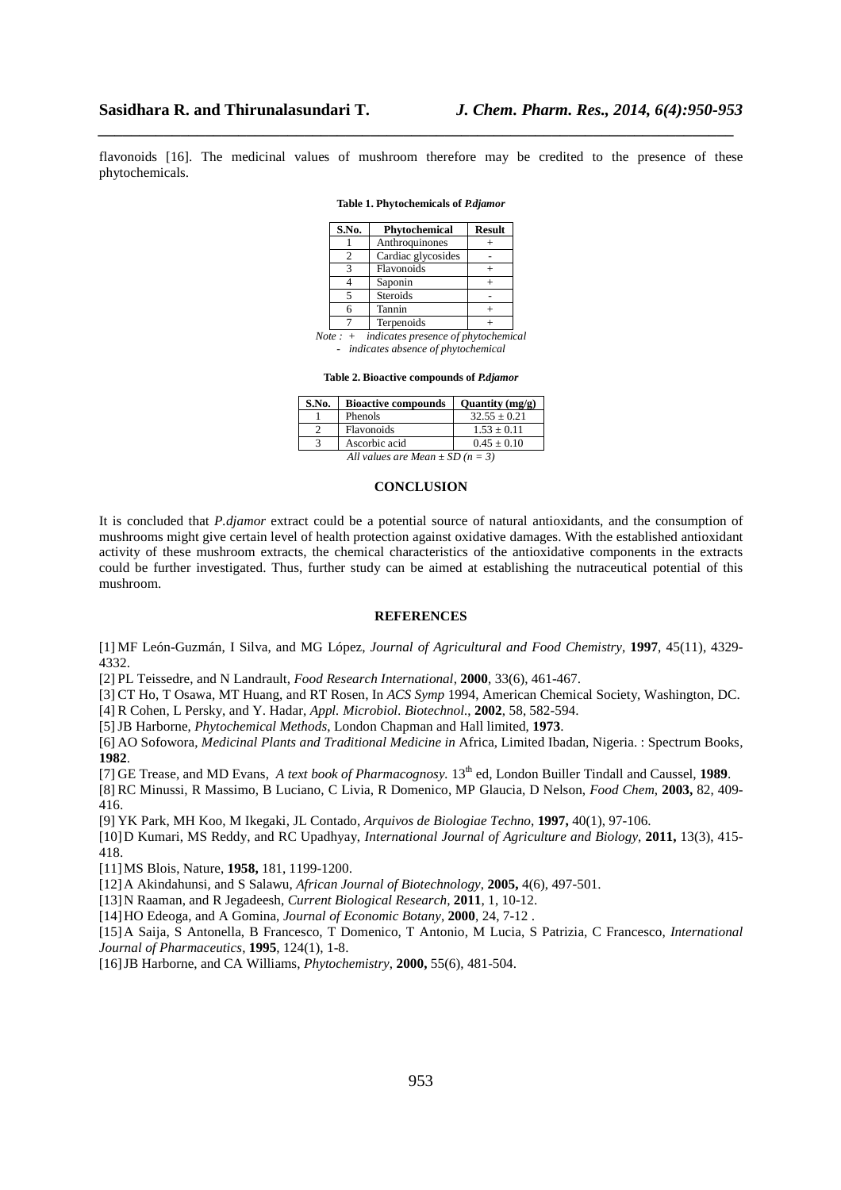flavonoids [16]. The medicinal values of mushroom therefore may be credited to the presence of these phytochemicals.

**Table 1. Phytochemicals of *P.djamor***

| S.No. | Phytochemical | Result |
|---|---|---|
| 1 | Anthroquinones | + |
| 2 | Cardiac glycosides | - |
| 3 | Flavonoids | + |
| 4 | Saponin | + |
| 5 | Steroids | - |
| 6 | Tannin | + |
| 7 | Terpenoids | + |

*Note : + indicates presence of phytochemical*
*- indicates absence of phytochemical*

**Table 2. Bioactive compounds of *P.djamor***

| S.No. | Bioactive compounds | Quantity (mg/g) |
|---|---|---|
| 1 | Phenols | 32.55 ± 0.21 |
| 2 | Flavonoids | 1.53 ± 0.11 |
| 3 | Ascorbic acid | 0.45 ± 0.10 |

*All values are Mean ± SD (n = 3)*

## CONCLUSION

It is concluded that *P.djamor* extract could be a potential source of natural antioxidants, and the consumption of mushrooms might give certain level of health protection against oxidative damages. With the established antioxidant activity of these mushroom extracts, the chemical characteristics of the antioxidative components in the extracts could be further investigated. Thus, further study can be aimed at establishing the nutraceutical potential of this mushroom.

## REFERENCES

[1] MF León-Guzmán, I Silva, and MG López, *Journal of Agricultural and Food Chemistry*, **1997**, 45(11), 4329-4332.

[2] PL Teissedre, and N Landrault, *Food Research International*, **2000**, 33(6), 461-467.

[3] CT Ho, T Osawa, MT Huang, and RT Rosen, In *ACS Symp* 1994, American Chemical Society, Washington, DC.

[4] R Cohen, L Persky, and Y. Hadar, *Appl. Microbiol. Biotechnol.*, **2002**, 58, 582-594.

[5] JB Harborne, *Phytochemical Methods*, London Chapman and Hall limited, **1973**.

[6] AO Sofowora, *Medicinal Plants and Traditional Medicine in* Africa, Limited Ibadan, Nigeria. : Spectrum Books, **1982**.

[7] GE Trease, and MD Evans, *A text book of Pharmacognosy.* 13th ed, London Builler Tindall and Caussel, **1989**.

[8] RC Minussi, R Massimo, B Luciano, C Livia, R Domenico, MP Glaucia, D Nelson, *Food Chem*, **2003,** 82, 409-416.

[9] YK Park, MH Koo, M Ikegaki, JL Contado, *Arquivos de Biologiae Techno*, **1997,** 40(1), 97-106.

[10] D Kumari, MS Reddy, and RC Upadhyay, *International Journal of Agriculture and Biology*, **2011,** 13(3), 415-418.

[11] MS Blois, Nature, **1958,** 181, 1199-1200.

[12] A Akindahunsi, and S Salawu, *African Journal of Biotechnology*, **2005,** 4(6), 497-501.

[13] N Raaman, and R Jegadeesh, *Current Biological Research*, **2011**, 1, 10-12.

[14] HO Edeoga, and A Gomina, *Journal of Economic Botany*, **2000**, 24, 7-12 .

[15] A Saija, S Antonella, B Francesco, T Domenico, T Antonio, M Lucia, S Patrizia, C Francesco, *International Journal of Pharmaceutics*, **1995**, 124(1), 1-8.

[16] JB Harborne, and CA Williams, *Phytochemistry*, **2000,** 55(6), 481-504.